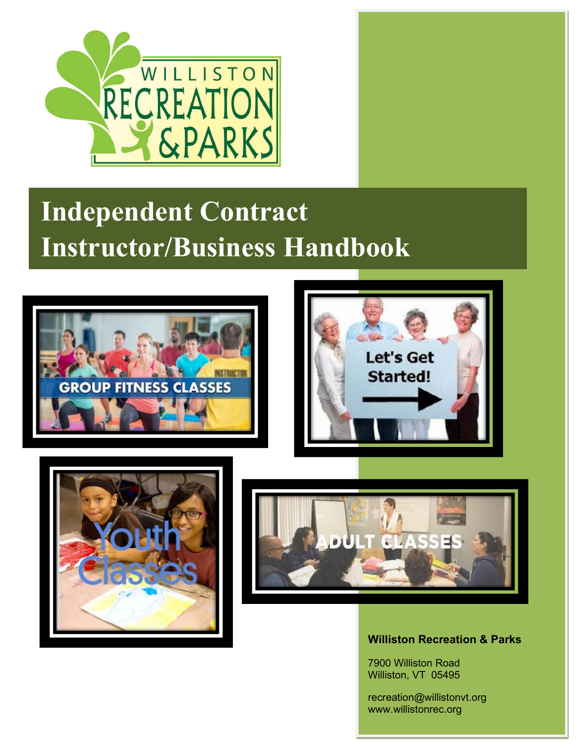# Independent Contract Instructor/Business Handbook

**Williston Recreation & Parks**

7900 Williston Road
Williston, VT 05495

recreation@willistonvt.org
www.willistonrec.org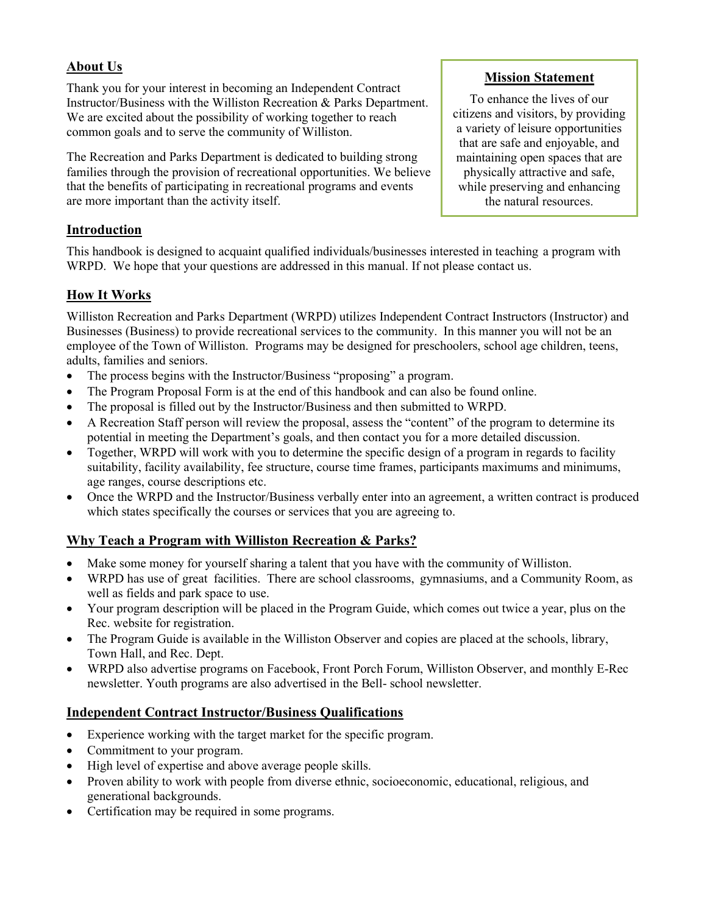## About Us

Thank you for your interest in becoming an Independent Contract Instructor/Business with the Williston Recreation & Parks Department. We are excited about the possibility of working together to reach common goals and to serve the community of Williston.

The Recreation and Parks Department is dedicated to building strong families through the provision of recreational opportunities. We believe that the benefits of participating in recreational programs and events are more important than the activity itself.

## Mission Statement

To enhance the lives of our citizens and visitors, by providing a variety of leisure opportunities that are safe and enjoyable, and maintaining open spaces that are physically attractive and safe, while preserving and enhancing the natural resources.

## Introduction

This handbook is designed to acquaint qualified individuals/businesses interested in teaching a program with WRPD. We hope that your questions are addressed in this manual. If not please contact us.

## How It Works

Williston Recreation and Parks Department (WRPD) utilizes Independent Contract Instructors (Instructor) and Businesses (Business) to provide recreational services to the community. In this manner you will not be an employee of the Town of Williston. Programs may be designed for preschoolers, school age children, teens, adults, families and seniors.

- The process begins with the Instructor/Business "proposing" a program.
- The Program Proposal Form is at the end of this handbook and can also be found online.
- The proposal is filled out by the Instructor/Business and then submitted to WRPD.
- A Recreation Staff person will review the proposal, assess the "content" of the program to determine its potential in meeting the Department's goals, and then contact you for a more detailed discussion.
- Together, WRPD will work with you to determine the specific design of a program in regards to facility suitability, facility availability, fee structure, course time frames, participants maximums and minimums, age ranges, course descriptions etc.
- Once the WRPD and the Instructor/Business verbally enter into an agreement, a written contract is produced which states specifically the courses or services that you are agreeing to.

## Why Teach a Program with Williston Recreation & Parks?

- Make some money for yourself sharing a talent that you have with the community of Williston.
- WRPD has use of great facilities. There are school classrooms, gymnasiums, and a Community Room, as well as fields and park space to use.
- Your program description will be placed in the Program Guide, which comes out twice a year, plus on the Rec. website for registration.
- The Program Guide is available in the Williston Observer and copies are placed at the schools, library, Town Hall, and Rec. Dept.
- WRPD also advertise programs on Facebook, Front Porch Forum, Williston Observer, and monthly E-Rec newsletter. Youth programs are also advertised in the Bell- school newsletter.

## Independent Contract Instructor/Business Qualifications

- Experience working with the target market for the specific program.
- Commitment to your program.
- High level of expertise and above average people skills.
- Proven ability to work with people from diverse ethnic, socioeconomic, educational, religious, and generational backgrounds.
- Certification may be required in some programs.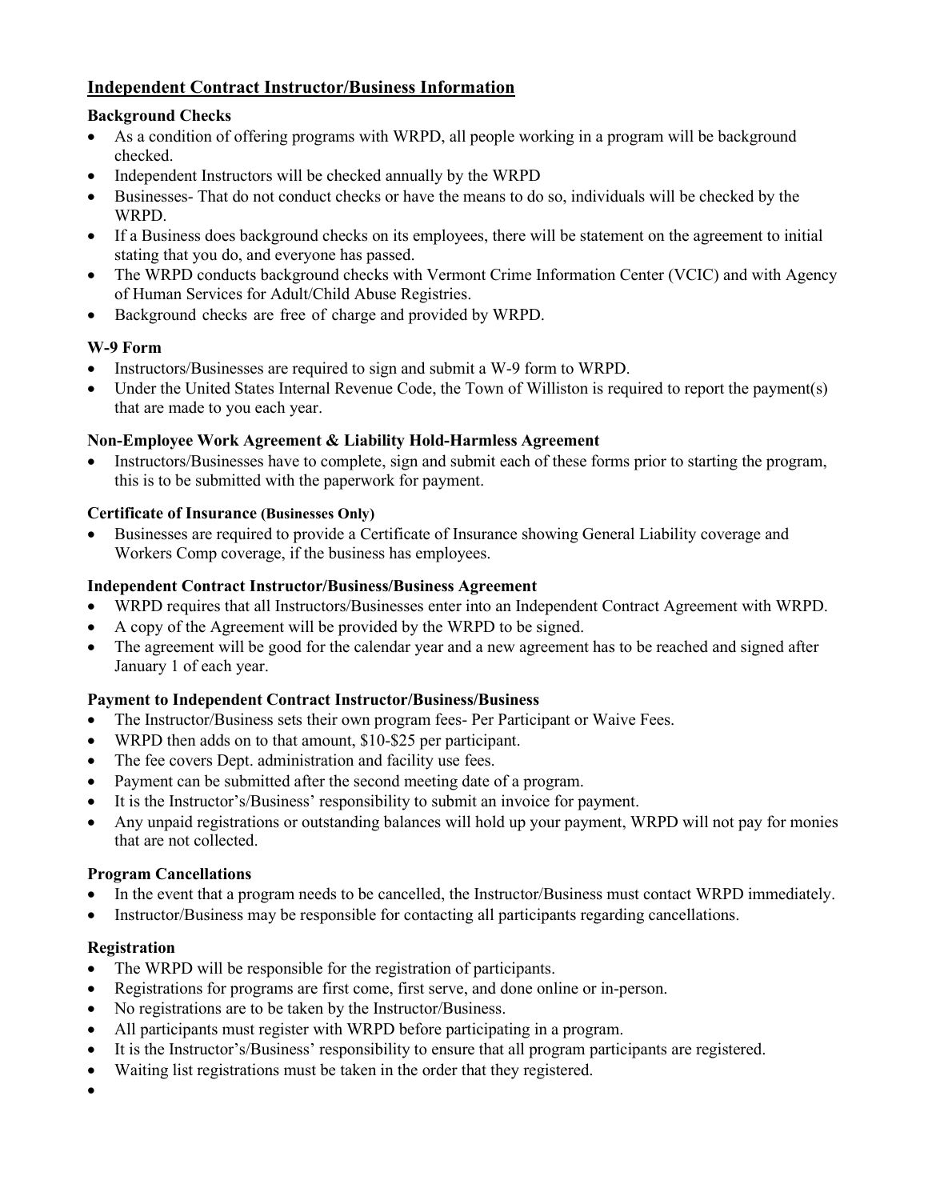## Independent Contract Instructor/Business Information

### Background Checks

- As a condition of offering programs with WRPD, all people working in a program will be background checked.
- Independent Instructors will be checked annually by the WRPD
- Businesses- That do not conduct checks or have the means to do so, individuals will be checked by the WRPD.
- If a Business does background checks on its employees, there will be statement on the agreement to initial stating that you do, and everyone has passed.
- The WRPD conducts background checks with Vermont Crime Information Center (VCIC) and with Agency of Human Services for Adult/Child Abuse Registries.
- Background checks are free of charge and provided by WRPD.

### W-9 Form

- Instructors/Businesses are required to sign and submit a W-9 form to WRPD.
- Under the United States Internal Revenue Code, the Town of Williston is required to report the payment(s) that are made to you each year.

### Non-Employee Work Agreement & Liability Hold-Harmless Agreement

- Instructors/Businesses have to complete, sign and submit each of these forms prior to starting the program, this is to be submitted with the paperwork for payment.

### Certificate of Insurance (Businesses Only)

- Businesses are required to provide a Certificate of Insurance showing General Liability coverage and Workers Comp coverage, if the business has employees.

### Independent Contract Instructor/Business/Business Agreement

- WRPD requires that all Instructors/Businesses enter into an Independent Contract Agreement with WRPD.
- A copy of the Agreement will be provided by the WRPD to be signed.
- The agreement will be good for the calendar year and a new agreement has to be reached and signed after January 1 of each year.

### Payment to Independent Contract Instructor/Business/Business

- The Instructor/Business sets their own program fees- Per Participant or Waive Fees.
- WRPD then adds on to that amount, $10-$25 per participant.
- The fee covers Dept. administration and facility use fees.
- Payment can be submitted after the second meeting date of a program.
- It is the Instructor's/Business' responsibility to submit an invoice for payment.
- Any unpaid registrations or outstanding balances will hold up your payment, WRPD will not pay for monies that are not collected.

### Program Cancellations

- In the event that a program needs to be cancelled, the Instructor/Business must contact WRPD immediately.
- Instructor/Business may be responsible for contacting all participants regarding cancellations.

### Registration

- The WRPD will be responsible for the registration of participants.
- Registrations for programs are first come, first serve, and done online or in-person.
- No registrations are to be taken by the Instructor/Business.
- All participants must register with WRPD before participating in a program.
- It is the Instructor's/Business' responsibility to ensure that all program participants are registered.
- Waiting list registrations must be taken in the order that they registered.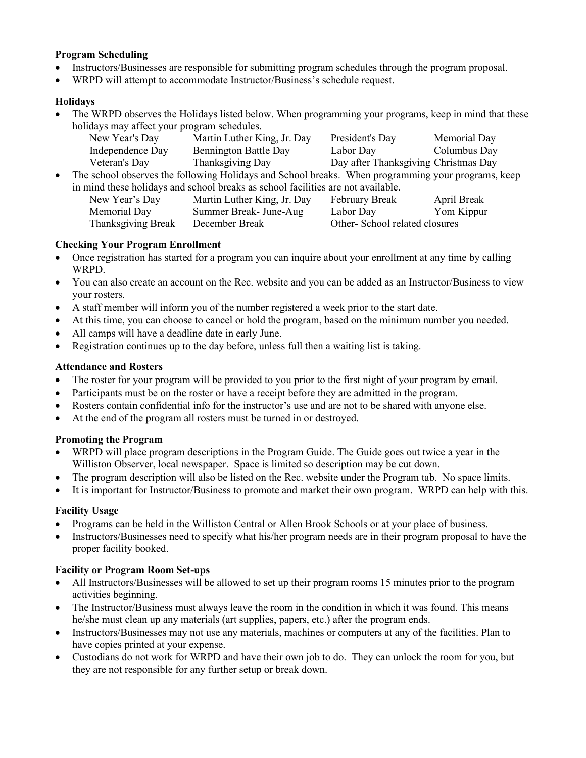**Program Scheduling**

- Instructors/Businesses are responsible for submitting program schedules through the program proposal.
- WRPD will attempt to accommodate Instructor/Business's schedule request.

**Holidays**

- The WRPD observes the Holidays listed below. When programming your programs, keep in mind that these holidays may affect your program schedules.

| | | | |
|---|---|---|---|
| New Year's Day | Martin Luther King, Jr. Day | President's Day | Memorial Day |
| Independence Day | Bennington Battle Day | Labor Day | Columbus Day |
| Veteran's Day | Thanksgiving Day | Day after Thanksgiving | Christmas Day |

- The school observes the following Holidays and School breaks. When programming your programs, keep in mind these holidays and school breaks as school facilities are not available.

| | | | |
|---|---|---|---|
| New Year's Day | Martin Luther King, Jr. Day | February Break | April Break |
| Memorial Day | Summer Break- June-Aug | Labor Day | Yom Kippur |
| Thanksgiving Break | December Break | Other- School related closures | |

**Checking Your Program Enrollment**

- Once registration has started for a program you can inquire about your enrollment at any time by calling WRPD.
- You can also create an account on the Rec. website and you can be added as an Instructor/Business to view your rosters.
- A staff member will inform you of the number registered a week prior to the start date.
- At this time, you can choose to cancel or hold the program, based on the minimum number you needed.
- All camps will have a deadline date in early June.
- Registration continues up to the day before, unless full then a waiting list is taking.

**Attendance and Rosters**

- The roster for your program will be provided to you prior to the first night of your program by email.
- Participants must be on the roster or have a receipt before they are admitted in the program.
- Rosters contain confidential info for the instructor's use and are not to be shared with anyone else.
- At the end of the program all rosters must be turned in or destroyed.

**Promoting the Program**

- WRPD will place program descriptions in the Program Guide. The Guide goes out twice a year in the Williston Observer, local newspaper. Space is limited so description may be cut down.
- The program description will also be listed on the Rec. website under the Program tab. No space limits.
- It is important for Instructor/Business to promote and market their own program. WRPD can help with this.

**Facility Usage**

- Programs can be held in the Williston Central or Allen Brook Schools or at your place of business.
- Instructors/Businesses need to specify what his/her program needs are in their program proposal to have the proper facility booked.

**Facility or Program Room Set-ups**

- All Instructors/Businesses will be allowed to set up their program rooms 15 minutes prior to the program activities beginning.
- The Instructor/Business must always leave the room in the condition in which it was found. This means he/she must clean up any materials (art supplies, papers, etc.) after the program ends.
- Instructors/Businesses may not use any materials, machines or computers at any of the facilities. Plan to have copies printed at your expense.
- Custodians do not work for WRPD and have their own job to do. They can unlock the room for you, but they are not responsible for any further setup or break down.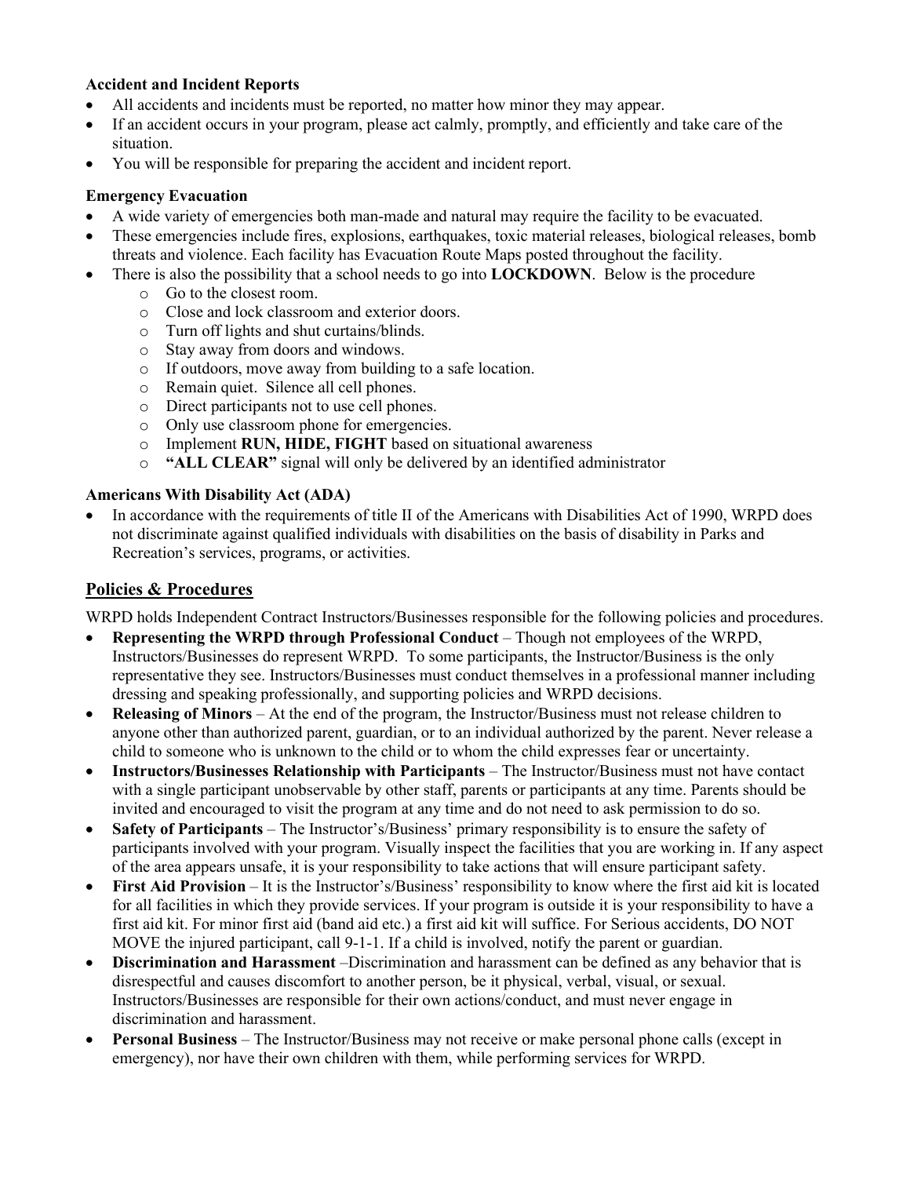**Accident and Incident Reports**

- All accidents and incidents must be reported, no matter how minor they may appear.
- If an accident occurs in your program, please act calmly, promptly, and efficiently and take care of the situation.
- You will be responsible for preparing the accident and incident report.

**Emergency Evacuation**

- A wide variety of emergencies both man-made and natural may require the facility to be evacuated.
- These emergencies include fires, explosions, earthquakes, toxic material releases, biological releases, bomb threats and violence. Each facility has Evacuation Route Maps posted throughout the facility.
- There is also the possibility that a school needs to go into **LOCKDOWN**. Below is the procedure
    - Go to the closest room.
    - Close and lock classroom and exterior doors.
    - Turn off lights and shut curtains/blinds.
    - Stay away from doors and windows.
    - If outdoors, move away from building to a safe location.
    - Remain quiet. Silence all cell phones.
    - Direct participants not to use cell phones.
    - Only use classroom phone for emergencies.
    - Implement **RUN, HIDE, FIGHT** based on situational awareness
    - **"ALL CLEAR"** signal will only be delivered by an identified administrator

**Americans With Disability Act (ADA)**

- In accordance with the requirements of title II of the Americans with Disabilities Act of 1990, WRPD does not discriminate against qualified individuals with disabilities on the basis of disability in Parks and Recreation's services, programs, or activities.

## Policies & Procedures

WRPD holds Independent Contract Instructors/Businesses responsible for the following policies and procedures.

- **Representing the WRPD through Professional Conduct** – Though not employees of the WRPD, Instructors/Businesses do represent WRPD. To some participants, the Instructor/Business is the only representative they see. Instructors/Businesses must conduct themselves in a professional manner including dressing and speaking professionally, and supporting policies and WRPD decisions.
- **Releasing of Minors** – At the end of the program, the Instructor/Business must not release children to anyone other than authorized parent, guardian, or to an individual authorized by the parent. Never release a child to someone who is unknown to the child or to whom the child expresses fear or uncertainty.
- **Instructors/Businesses Relationship with Participants** – The Instructor/Business must not have contact with a single participant unobservable by other staff, parents or participants at any time. Parents should be invited and encouraged to visit the program at any time and do not need to ask permission to do so.
- **Safety of Participants** – The Instructor's/Business' primary responsibility is to ensure the safety of participants involved with your program. Visually inspect the facilities that you are working in. If any aspect of the area appears unsafe, it is your responsibility to take actions that will ensure participant safety.
- **First Aid Provision** – It is the Instructor's/Business' responsibility to know where the first aid kit is located for all facilities in which they provide services. If your program is outside it is your responsibility to have a first aid kit. For minor first aid (band aid etc.) a first aid kit will suffice. For Serious accidents, DO NOT MOVE the injured participant, call 9-1-1. If a child is involved, notify the parent or guardian.
- **Discrimination and Harassment** –Discrimination and harassment can be defined as any behavior that is disrespectful and causes discomfort to another person, be it physical, verbal, visual, or sexual. Instructors/Businesses are responsible for their own actions/conduct, and must never engage in discrimination and harassment.
- **Personal Business** – The Instructor/Business may not receive or make personal phone calls (except in emergency), nor have their own children with them, while performing services for WRPD.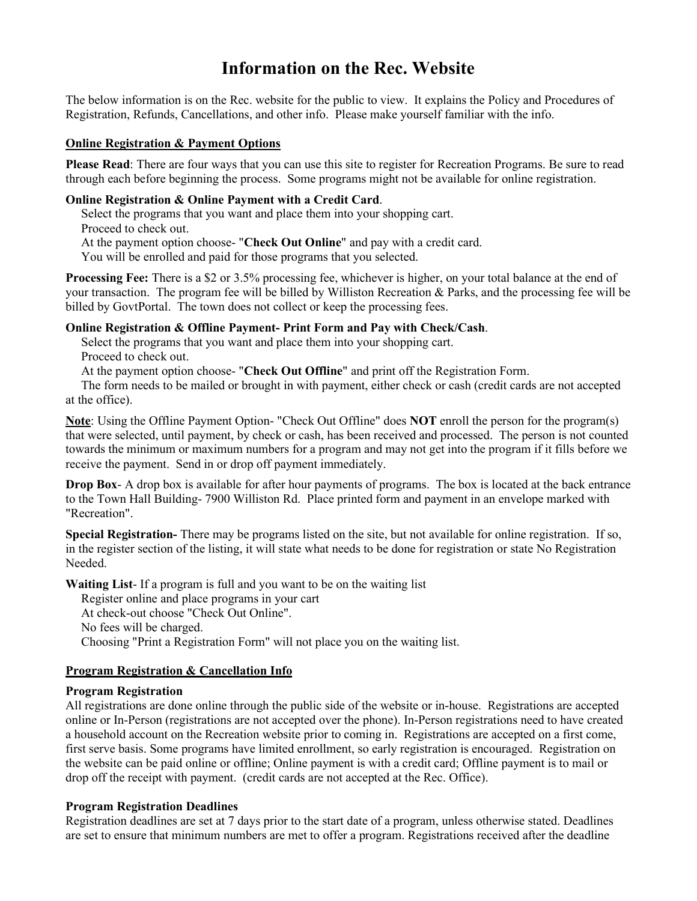# Information on the Rec. Website

The below information is on the Rec. website for the public to view. It explains the Policy and Procedures of Registration, Refunds, Cancellations, and other info. Please make yourself familiar with the info.

## Online Registration & Payment Options

**Please Read**: There are four ways that you can use this site to register for Recreation Programs. Be sure to read through each before beginning the process. Some programs might not be available for online registration.

**Online Registration & Online Payment with a Credit Card**.

Select the programs that you want and place them into your shopping cart.
Proceed to check out.
At the payment option choose- "**Check Out Online**" and pay with a credit card.
You will be enrolled and paid for those programs that you selected.

**Processing Fee:** There is a $2 or 3.5% processing fee, whichever is higher, on your total balance at the end of your transaction. The program fee will be billed by Williston Recreation & Parks, and the processing fee will be billed by GovtPortal. The town does not collect or keep the processing fees.

**Online Registration & Offline Payment- Print Form and Pay with Check/Cash**.

Select the programs that you want and place them into your shopping cart.
Proceed to check out.
At the payment option choose- "**Check Out Offline**" and print off the Registration Form.
The form needs to be mailed or brought in with payment, either check or cash (credit cards are not accepted at the office).

**Note**: Using the Offline Payment Option- "Check Out Offline" does **NOT** enroll the person for the program(s) that were selected, until payment, by check or cash, has been received and processed. The person is not counted towards the minimum or maximum numbers for a program and may not get into the program if it fills before we receive the payment. Send in or drop off payment immediately.

**Drop Box**- A drop box is available for after hour payments of programs. The box is located at the back entrance to the Town Hall Building- 7900 Williston Rd. Place printed form and payment in an envelope marked with "Recreation".

**Special Registration-** There may be programs listed on the site, but not available for online registration. If so, in the register section of the listing, it will state what needs to be done for registration or state No Registration Needed.

**Waiting List**- If a program is full and you want to be on the waiting list

Register online and place programs in your cart
At check-out choose "Check Out Online".
No fees will be charged.
Choosing "Print a Registration Form" will not place you on the waiting list.

## Program Registration & Cancellation Info

### Program Registration

All registrations are done online through the public side of the website or in-house. Registrations are accepted online or In-Person (registrations are not accepted over the phone). In-Person registrations need to have created a household account on the Recreation website prior to coming in. Registrations are accepted on a first come, first serve basis. Some programs have limited enrollment, so early registration is encouraged. Registration on the website can be paid online or offline; Online payment is with a credit card; Offline payment is to mail or drop off the receipt with payment. (credit cards are not accepted at the Rec. Office).

### Program Registration Deadlines

Registration deadlines are set at 7 days prior to the start date of a program, unless otherwise stated. Deadlines are set to ensure that minimum numbers are met to offer a program. Registrations received after the deadline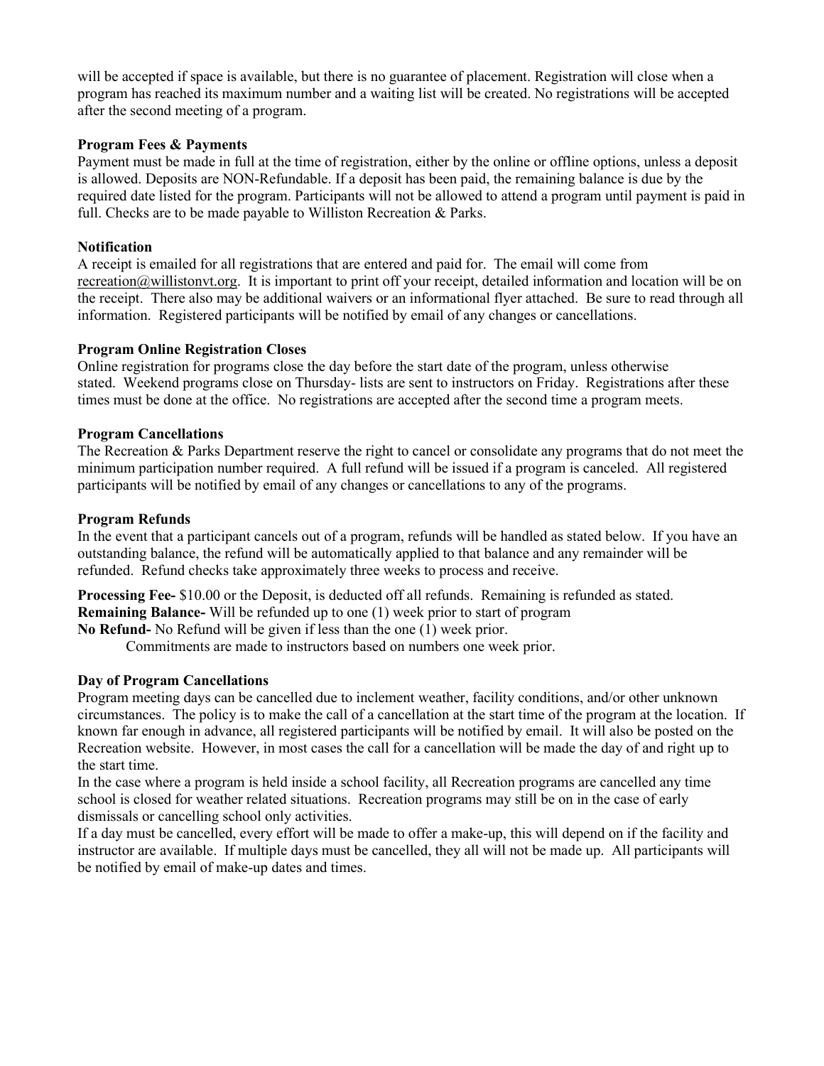will be accepted if space is available, but there is no guarantee of placement. Registration will close when a program has reached its maximum number and a waiting list will be created. No registrations will be accepted after the second meeting of a program.

**Program Fees & Payments**

Payment must be made in full at the time of registration, either by the online or offline options, unless a deposit is allowed. Deposits are NON-Refundable. If a deposit has been paid, the remaining balance is due by the required date listed for the program. Participants will not be allowed to attend a program until payment is paid in full. Checks are to be made payable to Williston Recreation & Parks.

**Notification**

A receipt is emailed for all registrations that are entered and paid for. The email will come from recreation@willistonvt.org. It is important to print off your receipt, detailed information and location will be on the receipt. There also may be additional waivers or an informational flyer attached. Be sure to read through all information. Registered participants will be notified by email of any changes or cancellations.

**Program Online Registration Closes**

Online registration for programs close the day before the start date of the program, unless otherwise stated. Weekend programs close on Thursday- lists are sent to instructors on Friday. Registrations after these times must be done at the office. No registrations are accepted after the second time a program meets.

**Program Cancellations**

The Recreation & Parks Department reserve the right to cancel or consolidate any programs that do not meet the minimum participation number required. A full refund will be issued if a program is canceled. All registered participants will be notified by email of any changes or cancellations to any of the programs.

**Program Refunds**

In the event that a participant cancels out of a program, refunds will be handled as stated below. If you have an outstanding balance, the refund will be automatically applied to that balance and any remainder will be refunded. Refund checks take approximately three weeks to process and receive.

**Processing Fee-** $10.00 or the Deposit, is deducted off all refunds. Remaining is refunded as stated.
**Remaining Balance-** Will be refunded up to one (1) week prior to start of program
**No Refund-** No Refund will be given if less than the one (1) week prior.
Commitments are made to instructors based on numbers one week prior.

**Day of Program Cancellations**

Program meeting days can be cancelled due to inclement weather, facility conditions, and/or other unknown circumstances. The policy is to make the call of a cancellation at the start time of the program at the location. If known far enough in advance, all registered participants will be notified by email. It will also be posted on the Recreation website. However, in most cases the call for a cancellation will be made the day of and right up to the start time.

In the case where a program is held inside a school facility, all Recreation programs are cancelled any time school is closed for weather related situations. Recreation programs may still be on in the case of early dismissals or cancelling school only activities.

If a day must be cancelled, every effort will be made to offer a make-up, this will depend on if the facility and instructor are available. If multiple days must be cancelled, they all will not be made up. All participants will be notified by email of make-up dates and times.